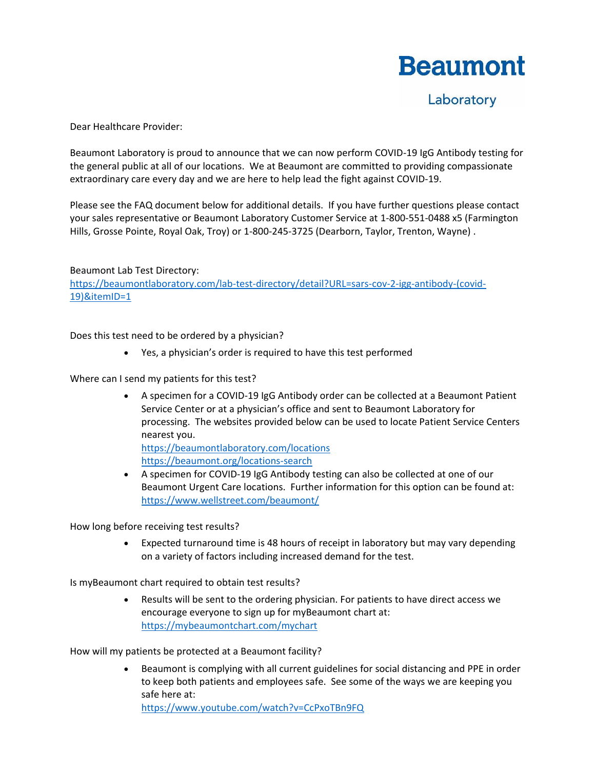# Beaumont

Laboratory

Dear Healthcare Provider:

Beaumont Laboratory is proud to announce that we can now perform COVID-19 IgG Antibody testing for the general public at all of our locations. We at Beaumont are committed to providing compassionate extraordinary care every day and we are here to help lead the fight against COVID-19.

Please see the FAQ document below for additional details. If you have further questions please contact your sales representative or Beaumont Laboratory Customer Service at 1-800-551-0488 x5 (Farmington Hills, Grosse Pointe, Royal Oak, Troy) or 1-800-245-3725 (Dearborn, Taylor, Trenton, Wayne) .

Beaumont Lab Test Directory:
https://beaumontlaboratory.com/lab-test-directory/detail?URL=sars-cov-2-igg-antibody-(covid-19)&itemID=1

Does this test need to be ordered by a physician?

- Yes, a physician's order is required to have this test performed

Where can I send my patients for this test?

- A specimen for a COVID-19 IgG Antibody order can be collected at a Beaumont Patient Service Center or at a physician's office and sent to Beaumont Laboratory for processing. The websites provided below can be used to locate Patient Service Centers nearest you.
  https://beaumontlaboratory.com/locations
  https://beaumont.org/locations-search
- A specimen for COVID-19 IgG Antibody testing can also be collected at one of our Beaumont Urgent Care locations. Further information for this option can be found at: https://www.wellstreet.com/beaumont/

How long before receiving test results?

- Expected turnaround time is 48 hours of receipt in laboratory but may vary depending on a variety of factors including increased demand for the test.

Is myBeaumont chart required to obtain test results?

- Results will be sent to the ordering physician. For patients to have direct access we encourage everyone to sign up for myBeaumont chart at: https://mybeaumontchart.com/mychart

How will my patients be protected at a Beaumont facility?

- Beaumont is complying with all current guidelines for social distancing and PPE in order to keep both patients and employees safe. See some of the ways we are keeping you safe here at:
  https://www.youtube.com/watch?v=CcPxoTBn9FQ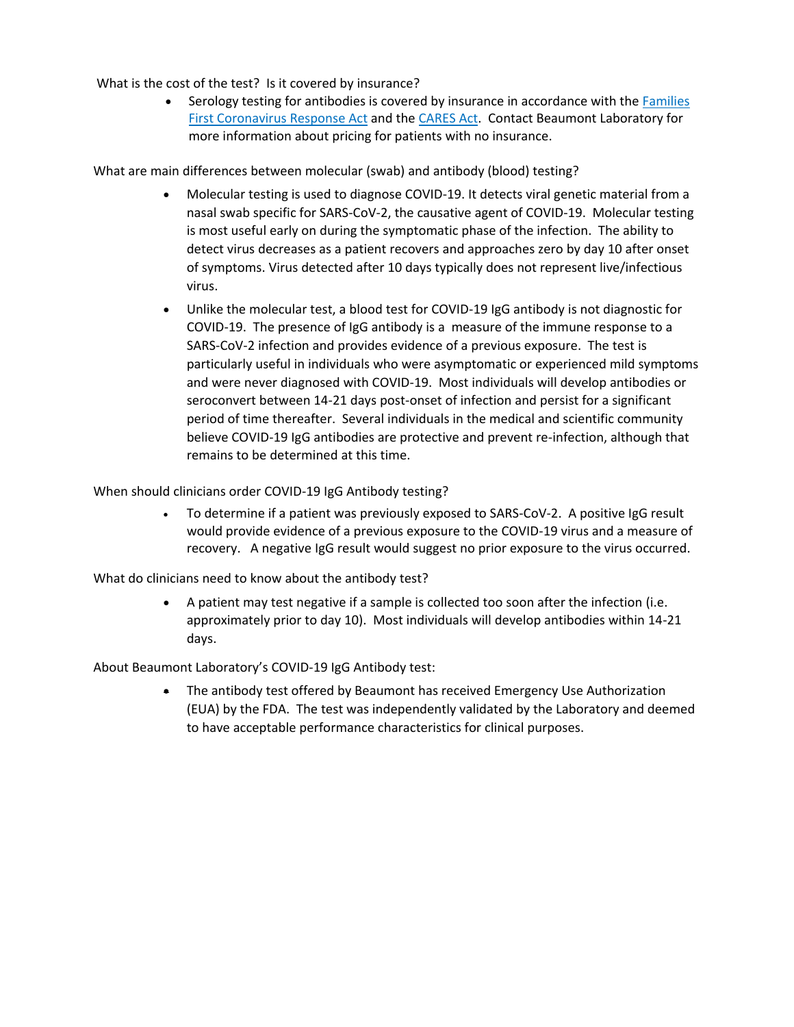What is the cost of the test? Is it covered by insurance?

- Serology testing for antibodies is covered by insurance in accordance with the Families First Coronavirus Response Act and the CARES Act. Contact Beaumont Laboratory for more information about pricing for patients with no insurance.

What are main differences between molecular (swab) and antibody (blood) testing?

- Molecular testing is used to diagnose COVID-19. It detects viral genetic material from a nasal swab specific for SARS-CoV-2, the causative agent of COVID-19. Molecular testing is most useful early on during the symptomatic phase of the infection. The ability to detect virus decreases as a patient recovers and approaches zero by day 10 after onset of symptoms. Virus detected after 10 days typically does not represent live/infectious virus.
- Unlike the molecular test, a blood test for COVID-19 IgG antibody is not diagnostic for COVID-19. The presence of IgG antibody is a measure of the immune response to a SARS-CoV-2 infection and provides evidence of a previous exposure. The test is particularly useful in individuals who were asymptomatic or experienced mild symptoms and were never diagnosed with COVID-19. Most individuals will develop antibodies or seroconvert between 14-21 days post-onset of infection and persist for a significant period of time thereafter. Several individuals in the medical and scientific community believe COVID-19 IgG antibodies are protective and prevent re-infection, although that remains to be determined at this time.

When should clinicians order COVID-19 IgG Antibody testing?

- To determine if a patient was previously exposed to SARS-CoV-2. A positive IgG result would provide evidence of a previous exposure to the COVID-19 virus and a measure of recovery. A negative IgG result would suggest no prior exposure to the virus occurred.

What do clinicians need to know about the antibody test?

- A patient may test negative if a sample is collected too soon after the infection (i.e. approximately prior to day 10). Most individuals will develop antibodies within 14-21 days.

About Beaumont Laboratory's COVID-19 IgG Antibody test:

- The antibody test offered by Beaumont has received Emergency Use Authorization (EUA) by the FDA. The test was independently validated by the Laboratory and deemed to have acceptable performance characteristics for clinical purposes.